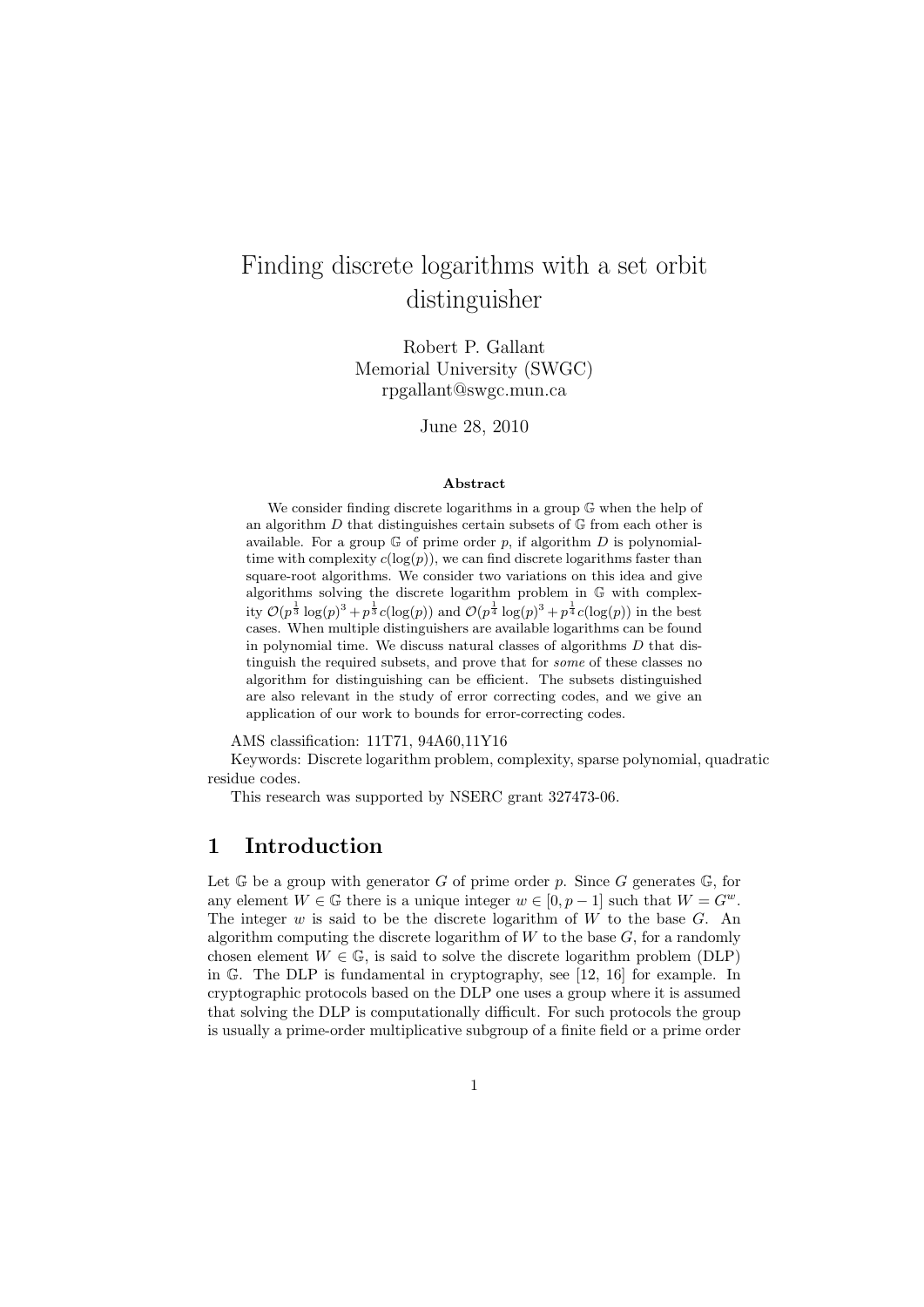# Finding discrete logarithms with a set orbit distinguisher

Robert P. Gallant
Memorial University (SWGC)
rpgallant@swgc.mun.ca

June 28, 2010

### Abstract

We consider finding discrete logarithms in a group $\mathbb{G}$ when the help of an algorithm $D$ that distinguishes certain subsets of $\mathbb{G}$ from each other is available. For a group $\mathbb{G}$ of prime order $p$, if algorithm $D$ is polynomial-time with complexity $c(\log(p))$, we can find discrete logarithms faster than square-root algorithms. We consider two variations on this idea and give algorithms solving the discrete logarithm problem in $\mathbb{G}$ with complexity $\mathcal{O}(p^{\frac{1}{3}}\log(p)^3 + p^{\frac{1}{3}}c(\log(p))$ and $\mathcal{O}(p^{\frac{1}{4}}\log(p)^3 + p^{\frac{1}{4}}c(\log(p))$ in the best cases. When multiple distinguishers are available logarithms can be found in polynomial time. We discuss natural classes of algorithms $D$ that distinguish the required subsets, and prove that for *some* of these classes no algorithm for distinguishing can be efficient. The subsets distinguished are also relevant in the study of error correcting codes, and we give an application of our work to bounds for error-correcting codes.

AMS classification: 11T71, 94A60,11Y16

Keywords: Discrete logarithm problem, complexity, sparse polynomial, quadratic residue codes.

This research was supported by NSERC grant 327473-06.

## 1 Introduction

Let $\mathbb{G}$ be a group with generator $G$ of prime order $p$. Since $G$ generates $\mathbb{G}$, for any element $W \in \mathbb{G}$ there is a unique integer $w \in [0, p-1]$ such that $W = G^w$. The integer $w$ is said to be the discrete logarithm of $W$ to the base $G$. An algorithm computing the discrete logarithm of $W$ to the base $G$, for a randomly chosen element $W \in \mathbb{G}$, is said to solve the discrete logarithm problem (DLP) in $\mathbb{G}$. The DLP is fundamental in cryptography, see [12, 16] for example. In cryptographic protocols based on the DLP one uses a group where it is assumed that solving the DLP is computationally difficult. For such protocols the group is usually a prime-order multiplicative subgroup of a finite field or a prime order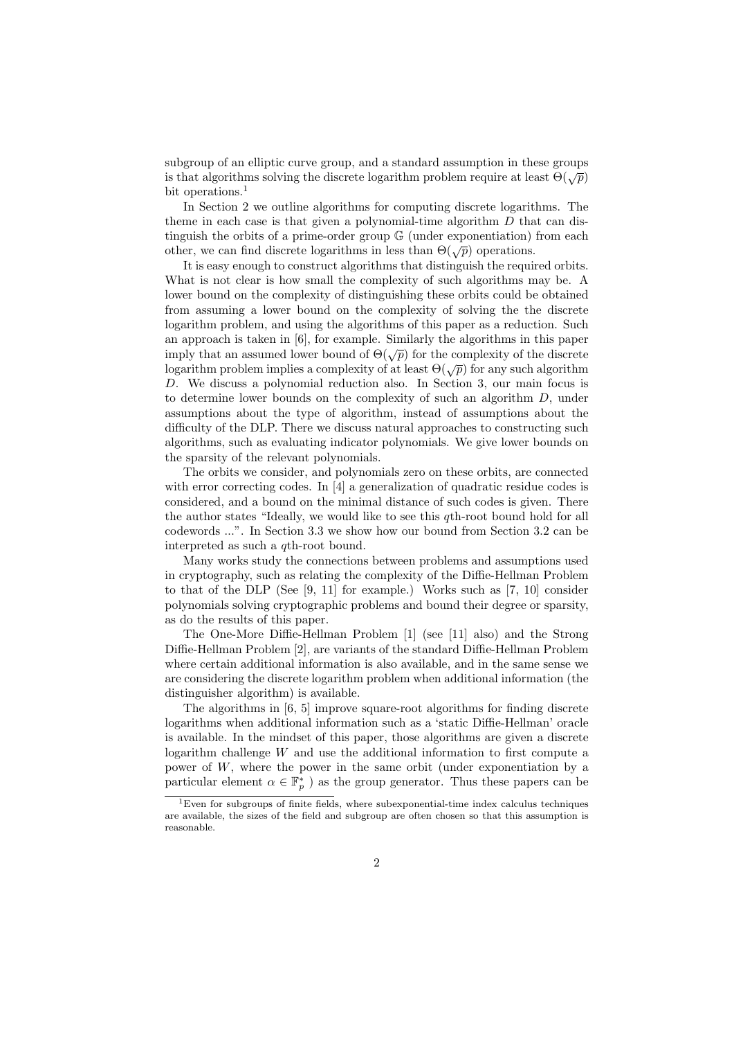subgroup of an elliptic curve group, and a standard assumption in these groups is that algorithms solving the discrete logarithm problem require at least $\Theta(\sqrt{p})$ bit operations.[1]

In Section 2 we outline algorithms for computing discrete logarithms. The theme in each case is that given a polynomial-time algorithm $D$ that can distinguish the orbits of a prime-order group $\mathbb{G}$ (under exponentiation) from each other, we can find discrete logarithms in less than $\Theta(\sqrt{p})$ operations.

It is easy enough to construct algorithms that distinguish the required orbits. What is not clear is how small the complexity of such algorithms may be. A lower bound on the complexity of distinguishing these orbits could be obtained from assuming a lower bound on the complexity of solving the the discrete logarithm problem, and using the algorithms of this paper as a reduction. Such an approach is taken in [6], for example. Similarly the algorithms in this paper imply that an assumed lower bound of $\Theta(\sqrt{p})$ for the complexity of the discrete logarithm problem implies a complexity of at least $\Theta(\sqrt{p})$ for any such algorithm $D$. We discuss a polynomial reduction also. In Section 3, our main focus is to determine lower bounds on the complexity of such an algorithm $D$, under assumptions about the type of algorithm, instead of assumptions about the difficulty of the DLP. There we discuss natural approaches to constructing such algorithms, such as evaluating indicator polynomials. We give lower bounds on the sparsity of the relevant polynomials.

The orbits we consider, and polynomials zero on these orbits, are connected with error correcting codes. In [4] a generalization of quadratic residue codes is considered, and a bound on the minimal distance of such codes is given. There the author states "Ideally, we would like to see this $q$th-root bound hold for all codewords ...". In Section 3.3 we show how our bound from Section 3.2 can be interpreted as such a $q$th-root bound.

Many works study the connections between problems and assumptions used in cryptography, such as relating the complexity of the Diffie-Hellman Problem to that of the DLP (See [9, 11] for example.) Works such as [7, 10] consider polynomials solving cryptographic problems and bound their degree or sparsity, as do the results of this paper.

The One-More Diffie-Hellman Problem [1] (see [11] also) and the Strong Diffie-Hellman Problem [2], are variants of the standard Diffie-Hellman Problem where certain additional information is also available, and in the same sense we are considering the discrete logarithm problem when additional information (the distinguisher algorithm) is available.

The algorithms in [6, 5] improve square-root algorithms for finding discrete logarithms when additional information such as a 'static Diffie-Hellman' oracle is available. In the mindset of this paper, those algorithms are given a discrete logarithm challenge $W$ and use the additional information to first compute a power of $W$, where the power in the same orbit (under exponentiation by a particular element $\alpha \in \mathbb{F}_p^*$ ) as the group generator. Thus these papers can be

[1] Even for subgroups of finite fields, where subexponential-time index calculus techniques are available, the sizes of the field and subgroup are often chosen so that this assumption is reasonable.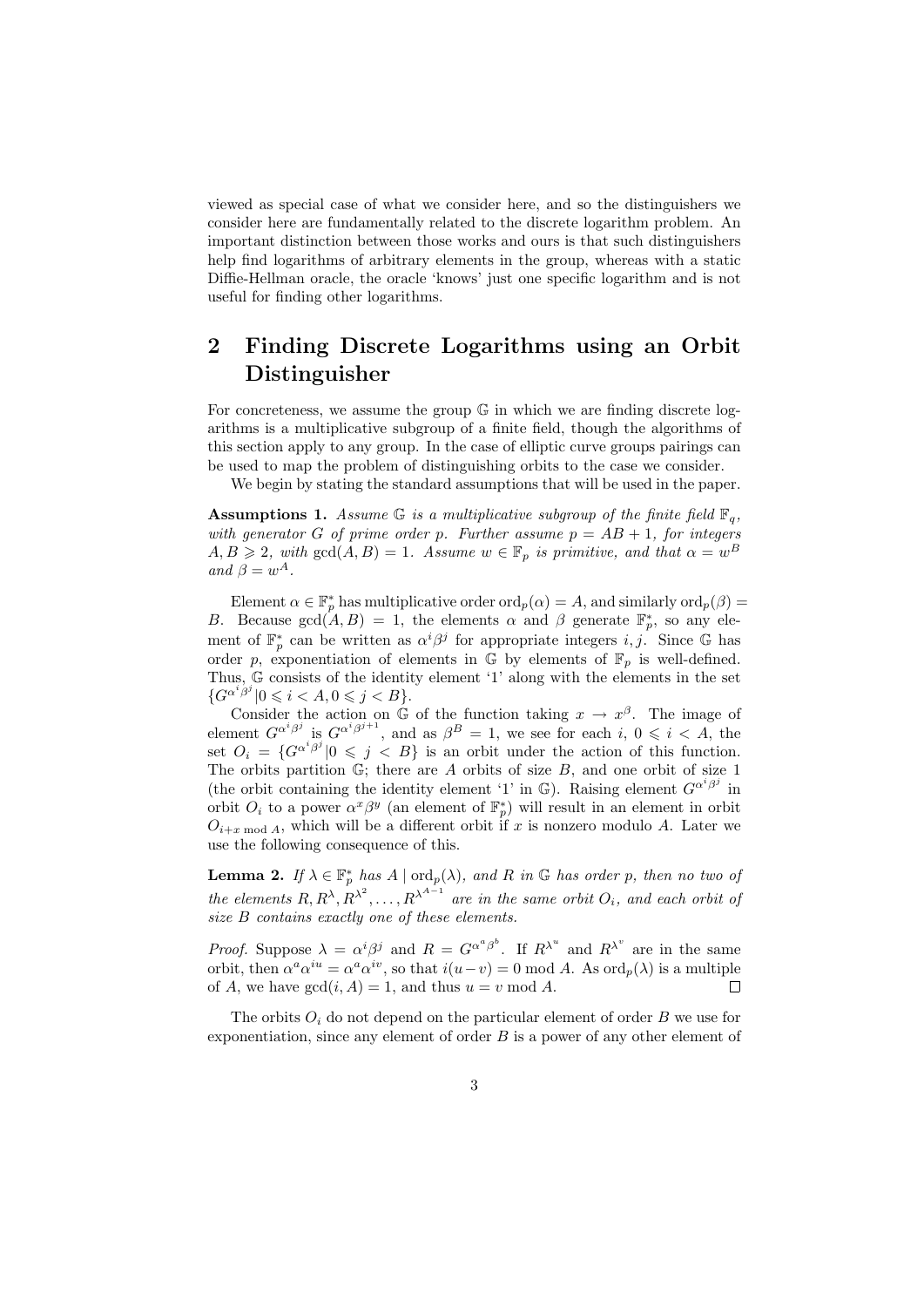viewed as special case of what we consider here, and so the distinguishers we consider here are fundamentally related to the discrete logarithm problem. An important distinction between those works and ours is that such distinguishers help find logarithms of arbitrary elements in the group, whereas with a static Diffie-Hellman oracle, the oracle 'knows' just one specific logarithm and is not useful for finding other logarithms.

## 2 Finding Discrete Logarithms using an Orbit Distinguisher

For concreteness, we assume the group $\mathbb{G}$ in which we are finding discrete logarithms is a multiplicative subgroup of a finite field, though the algorithms of this section apply to any group. In the case of elliptic curve groups pairings can be used to map the problem of distinguishing orbits to the case we consider.

We begin by stating the standard assumptions that will be used in the paper.

**Assumptions 1.** *Assume $\mathbb{G}$ is a multiplicative subgroup of the finite field $\mathbb{F}_q$, with generator $G$ of prime order $p$. Further assume $p = AB + 1$, for integers $A, B \geqslant 2$, with $\gcd(A, B) = 1$. Assume $w \in \mathbb{F}_p$ is primitive, and that $\alpha = w^B$ and $\beta = w^A$.*

Element $\alpha \in \mathbb{F}_p^*$ has multiplicative order $\mathrm{ord}_p(\alpha) = A$, and similarly $\mathrm{ord}_p(\beta) = B$. Because $\gcd(A, B) = 1$, the elements $\alpha$ and $\beta$ generate $\mathbb{F}_p^*$, so any element of $\mathbb{F}_p^*$ can be written as $\alpha^i \beta^j$ for appropriate integers $i, j$. Since $\mathbb{G}$ has order $p$, exponentiation of elements in $\mathbb{G}$ by elements of $\mathbb{F}_p$ is well-defined. Thus, $\mathbb{G}$ consists of the identity element '1' along with the elements in the set $\{G^{\alpha^i \beta^j} | 0 \leqslant i < A, 0 \leqslant j < B\}$.

Consider the action on $\mathbb{G}$ of the function taking $x \to x^\beta$. The image of element $G^{\alpha^i \beta^j}$ is $G^{\alpha^i \beta^{j+1}}$, and as $\beta^B = 1$, we see for each $i$, $0 \leqslant i < A$, the set $O_i = \{G^{\alpha^i \beta^j} | 0 \leqslant j < B\}$ is an orbit under the action of this function. The orbits partition $\mathbb{G}$; there are $A$ orbits of size $B$, and one orbit of size 1 (the orbit containing the identity element '1' in $\mathbb{G}$). Raising element $G^{\alpha^i \beta^j}$ in orbit $O_i$ to a power $\alpha^x \beta^y$ (an element of $\mathbb{F}_p^*$) will result in an element in orbit $O_{i+x \bmod A}$, which will be a different orbit if $x$ is nonzero modulo $A$. Later we use the following consequence of this.

**Lemma 2.** *If $\lambda \in \mathbb{F}_p^*$ has $A \mid \mathrm{ord}_p(\lambda)$, and $R$ in $\mathbb{G}$ has order $p$, then no two of the elements $R, R^\lambda, R^{\lambda^2}, \ldots, R^{\lambda^{A-1}}$ are in the same orbit $O_i$, and each orbit of size $B$ contains exactly one of these elements.*

*Proof.* Suppose $\lambda = \alpha^i \beta^j$ and $R = G^{\alpha^a \beta^b}$. If $R^{\lambda^u}$ and $R^{\lambda^v}$ are in the same orbit, then $\alpha^a \alpha^{iu} = \alpha^a \alpha^{iv}$, so that $i(u-v) = 0 \bmod A$. As $\mathrm{ord}_p(\lambda)$ is a multiple of $A$, we have $\gcd(i, A) = 1$, and thus $u = v \bmod A$. $\square$

The orbits $O_i$ do not depend on the particular element of order $B$ we use for exponentiation, since any element of order $B$ is a power of any other element of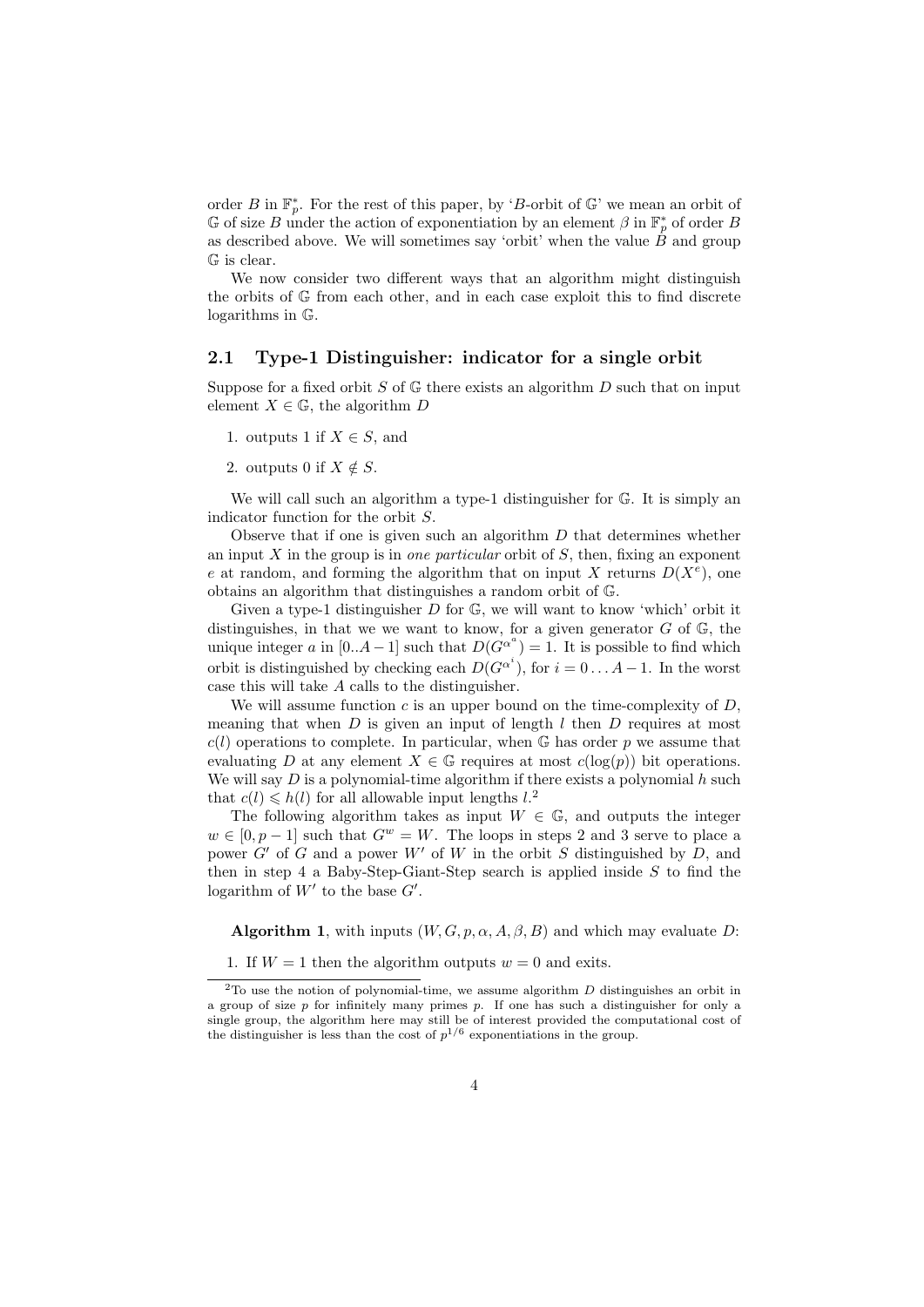order $B$ in $\mathbb{F}_p^*$. For the rest of this paper, by '$B$-orbit of $\mathbb{G}$' we mean an orbit of $\mathbb{G}$ of size $B$ under the action of exponentiation by an element $\beta$ in $\mathbb{F}_p^*$ of order $B$ as described above. We will sometimes say 'orbit' when the value $B$ and group $\mathbb{G}$ is clear.

We now consider two different ways that an algorithm might distinguish the orbits of $\mathbb{G}$ from each other, and in each case exploit this to find discrete logarithms in $\mathbb{G}$.

## 2.1 Type-1 Distinguisher: indicator for a single orbit

Suppose for a fixed orbit $S$ of $\mathbb{G}$ there exists an algorithm $D$ such that on input element $X \in \mathbb{G}$, the algorithm $D$

1. outputs 1 if $X \in S$, and
2. outputs 0 if $X \notin S$.

We will call such an algorithm a type-1 distinguisher for $\mathbb{G}$. It is simply an indicator function for the orbit $S$.

Observe that if one is given such an algorithm $D$ that determines whether an input $X$ in the group is in *one particular* orbit of $S$, then, fixing an exponent $e$ at random, and forming the algorithm that on input $X$ returns $D(X^e)$, one obtains an algorithm that distinguishes a random orbit of $\mathbb{G}$.

Given a type-1 distinguisher $D$ for $\mathbb{G}$, we will want to know 'which' orbit it distinguishes, in that we we want to know, for a given generator $G$ of $\mathbb{G}$, the unique integer $a$ in $[0..A-1]$ such that $D(G^{\alpha^a}) = 1$. It is possible to find which orbit is distinguished by checking each $D(G^{\alpha^i})$, for $i = 0 \dots A-1$. In the worst case this will take $A$ calls to the distinguisher.

We will assume function $c$ is an upper bound on the time-complexity of $D$, meaning that when $D$ is given an input of length $l$ then $D$ requires at most $c(l)$ operations to complete. In particular, when $\mathbb{G}$ has order $p$ we assume that evaluating $D$ at any element $X \in \mathbb{G}$ requires at most $c(\log(p))$ bit operations. We will say $D$ is a polynomial-time algorithm if there exists a polynomial $h$ such that $c(l) \leqslant h(l)$ for all allowable input lengths $l$.[2]

The following algorithm takes as input $W \in \mathbb{G}$, and outputs the integer $w \in [0, p-1]$ such that $G^w = W$. The loops in steps 2 and 3 serve to place a power $G'$ of $G$ and a power $W'$ of $W$ in the orbit $S$ distinguished by $D$, and then in step 4 a Baby-Step-Giant-Step search is applied inside $S$ to find the logarithm of $W'$ to the base $G'$.

**Algorithm 1**, with inputs $(W, G, p, \alpha, A, \beta, B)$ and which may evaluate $D$:

1. If $W = 1$ then the algorithm outputs $w = 0$ and exits.

[2] To use the notion of polynomial-time, we assume algorithm $D$ distinguishes an orbit in a group of size $p$ for infinitely many primes $p$. If one has such a distinguisher for only a single group, the algorithm here may still be of interest provided the computational cost of the distinguisher is less than the cost of $p^{1/6}$ exponentiations in the group.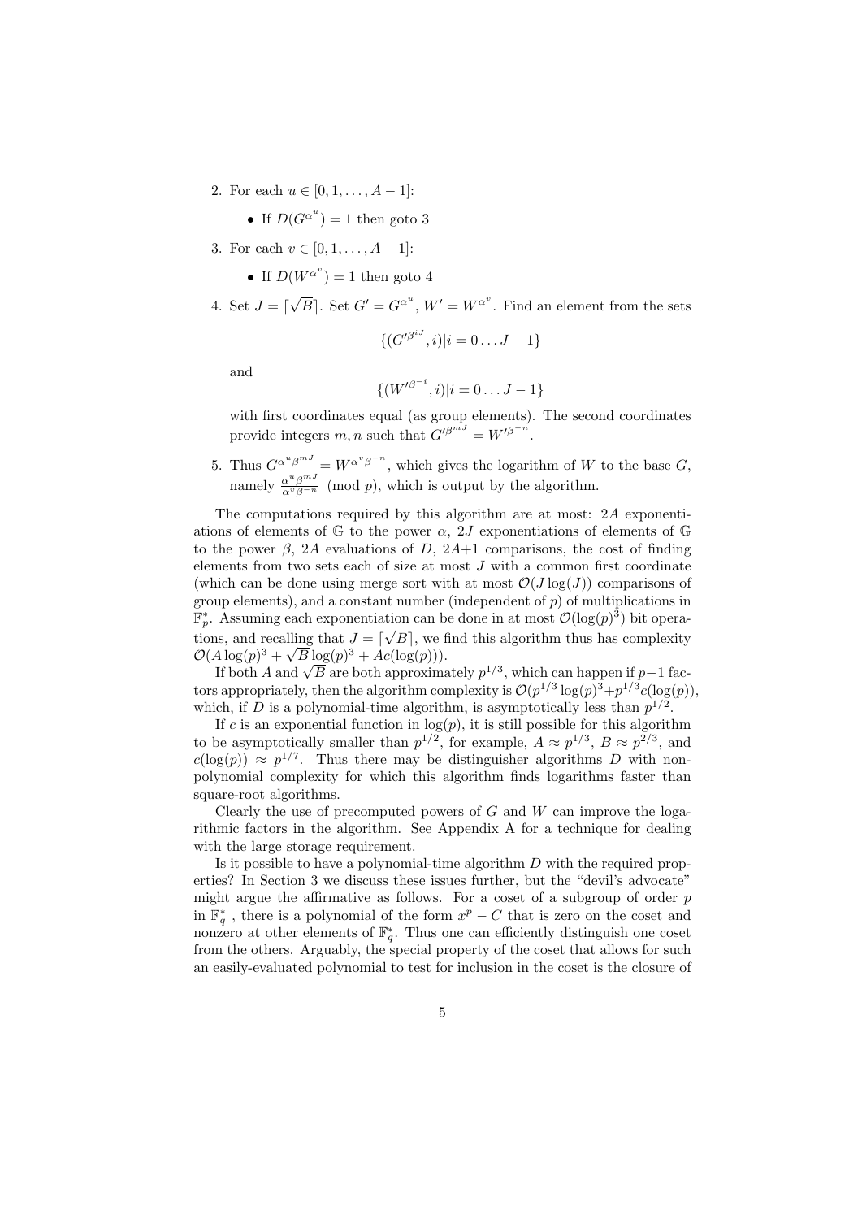2. For each $u \in [0, 1, \ldots, A-1]$:

   - If $D(G^{\alpha^u}) = 1$ then goto 3

3. For each $v \in [0, 1, \ldots, A-1]$:

   - If $D(W^{\alpha^v}) = 1$ then goto 4

4. Set $J = \lceil \sqrt{B} \rceil$. Set $G' = G^{\alpha^u}$, $W' = W^{\alpha^v}$. Find an element from the sets

   $$\{(G'^{\beta^{iJ}}, i) | i = 0 \ldots J-1\}$$

   and

   $$\{(W'^{\beta^{-i}}, i) | i = 0 \ldots J-1\}$$

   with first coordinates equal (as group elements). The second coordinates provide integers $m, n$ such that $G'^{\beta^{mJ}} = W'^{\beta^{-n}}$.

5. Thus $G^{\alpha^u \beta^{mJ}} = W^{\alpha^v \beta^{-n}}$, which gives the logarithm of $W$ to the base $G$, namely $\frac{\alpha^u \beta^{mJ}}{\alpha^v \beta^{-n}} \pmod{p}$, which is output by the algorithm.

The computations required by this algorithm are at most: $2A$ exponentiations of elements of $\mathbb{G}$ to the power $\alpha$, $2J$ exponentiations of elements of $\mathbb{G}$ to the power $\beta$, $2A$ evaluations of $D$, $2A+1$ comparisons, the cost of finding elements from two sets each of size at most $J$ with a common first coordinate (which can be done using merge sort with at most $\mathcal{O}(J \log(J))$ comparisons of group elements), and a constant number (independent of $p$) of multiplications in $\mathbb{F}_p^*$. Assuming each exponentiation can be done in at most $\mathcal{O}(\log(p)^3)$ bit operations, and recalling that $J = \lceil \sqrt{B} \rceil$, we find this algorithm thus has complexity $\mathcal{O}(A \log(p)^3 + \sqrt{B} \log(p)^3 + Ac(\log(p)))$.

If both $A$ and $\sqrt{B}$ are both approximately $p^{1/3}$, which can happen if $p-1$ factors appropriately, then the algorithm complexity is $\mathcal{O}(p^{1/3} \log(p)^3 + p^{1/3} c(\log(p))$, which, if $D$ is a polynomial-time algorithm, is asymptotically less than $p^{1/2}$.

If $c$ is an exponential function in $\log(p)$, it is still possible for this algorithm to be asymptotically smaller than $p^{1/2}$, for example, $A \approx p^{1/3}$, $B \approx p^{2/3}$, and $c(\log(p)) \approx p^{1/7}$. Thus there may be distinguisher algorithms $D$ with non-polynomial complexity for which this algorithm finds logarithms faster than square-root algorithms.

Clearly the use of precomputed powers of $G$ and $W$ can improve the logarithmic factors in the algorithm. See Appendix A for a technique for dealing with the large storage requirement.

Is it possible to have a polynomial-time algorithm $D$ with the required properties? In Section 3 we discuss these issues further, but the "devil's advocate" might argue the affirmative as follows. For a coset of a subgroup of order $p$ in $\mathbb{F}_q^*$, there is a polynomial of the form $x^p - C$ that is zero on the coset and nonzero at other elements of $\mathbb{F}_q^*$. Thus one can efficiently distinguish one coset from the others. Arguably, the special property of the coset that allows for such an easily-evaluated polynomial to test for inclusion in the coset is the closure of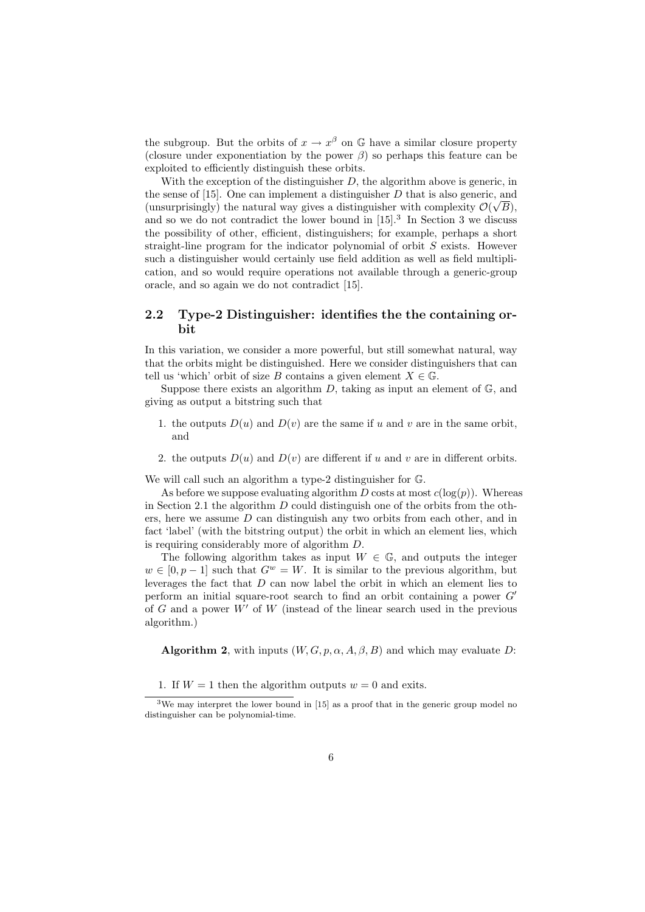the subgroup. But the orbits of $x \to x^\beta$ on $\mathbb{G}$ have a similar closure property (closure under exponentiation by the power $\beta$) so perhaps this feature can be exploited to efficiently distinguish these orbits.

With the exception of the distinguisher $D$, the algorithm above is generic, in the sense of [15]. One can implement a distinguisher $D$ that is also generic, and (unsurprisingly) the natural way gives a distinguisher with complexity $\mathcal{O}(\sqrt{B})$, and so we do not contradict the lower bound in [15].[3] In Section 3 we discuss the possibility of other, efficient, distinguishers; for example, perhaps a short straight-line program for the indicator polynomial of orbit $S$ exists. However such a distinguisher would certainly use field addition as well as field multiplication, and so would require operations not available through a generic-group oracle, and so again we do not contradict [15].

## 2.2 Type-2 Distinguisher: identifies the the containing orbit

In this variation, we consider a more powerful, but still somewhat natural, way that the orbits might be distinguished. Here we consider distinguishers that can tell us 'which' orbit of size $B$ contains a given element $X \in \mathbb{G}$.

Suppose there exists an algorithm $D$, taking as input an element of $\mathbb{G}$, and giving as output a bitstring such that

1. the outputs $D(u)$ and $D(v)$ are the same if $u$ and $v$ are in the same orbit, and
2. the outputs $D(u)$ and $D(v)$ are different if $u$ and $v$ are in different orbits.

We will call such an algorithm a type-2 distinguisher for $\mathbb{G}$.

As before we suppose evaluating algorithm $D$ costs at most $c(\log(p))$. Whereas in Section 2.1 the algorithm $D$ could distinguish one of the orbits from the others, here we assume $D$ can distinguish any two orbits from each other, and in fact 'label' (with the bitstring output) the orbit in which an element lies, which is requiring considerably more of algorithm $D$.

The following algorithm takes as input $W \in \mathbb{G}$, and outputs the integer $w \in [0, p-1]$ such that $G^w = W$. It is similar to the previous algorithm, but leverages the fact that $D$ can now label the orbit in which an element lies to perform an initial square-root search to find an orbit containing a power $G'$ of $G$ and a power $W'$ of $W$ (instead of the linear search used in the previous algorithm.)

**Algorithm 2**, with inputs $(W, G, p, \alpha, A, \beta, B)$ and which may evaluate $D$:

1. If $W = 1$ then the algorithm outputs $w = 0$ and exits.

[3] We may interpret the lower bound in [15] as a proof that in the generic group model no distinguisher can be polynomial-time.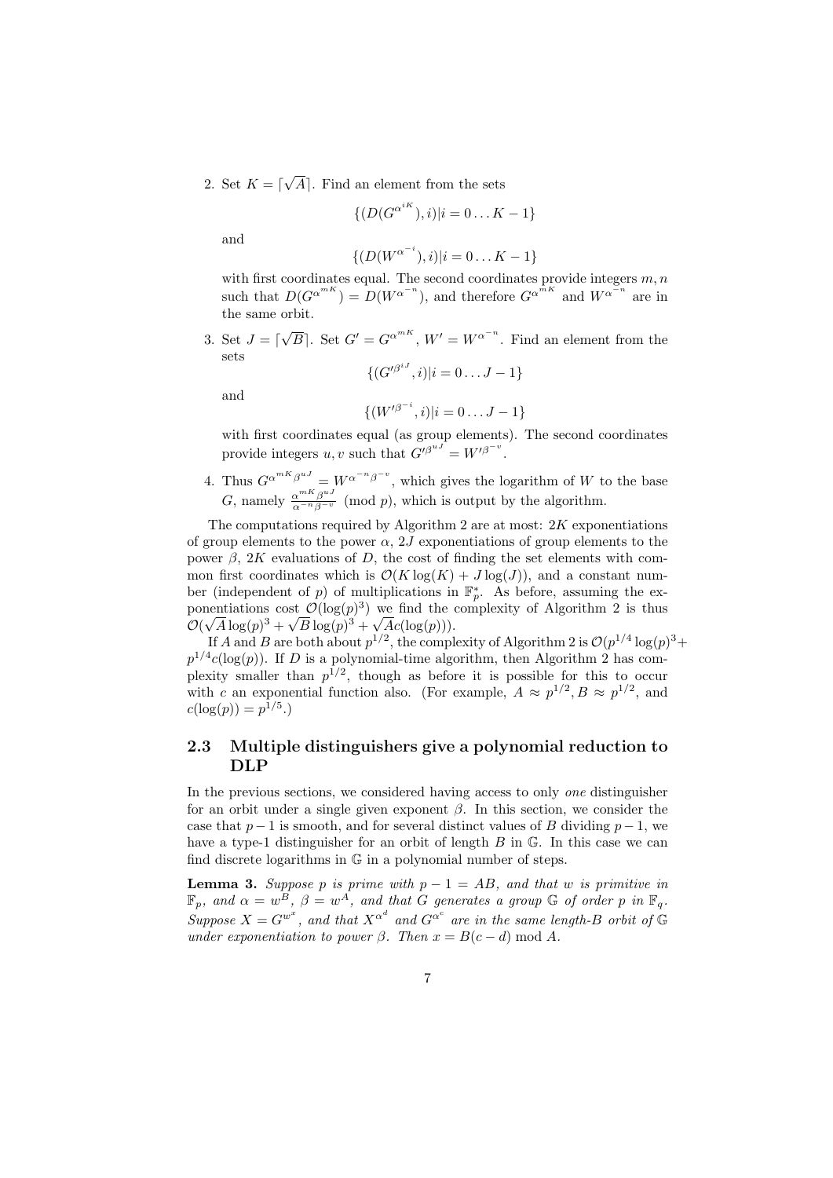2. Set $K = \lceil \sqrt{A} \rceil$. Find an element from the sets

$$\{(D(G^{\alpha^{iK}}), i) | i = 0 \dots K-1\}$$

and

$$\{(D(W^{\alpha^{-i}}), i) | i = 0 \dots K-1\}$$

with first coordinates equal. The second coordinates provide integers $m, n$ such that $D(G^{\alpha^{mK}}) = D(W^{\alpha^{-n}})$, and therefore $G^{\alpha^{mK}}$ and $W^{\alpha^{-n}}$ are in the same orbit.

3. Set $J = \lceil \sqrt{B} \rceil$. Set $G' = G^{\alpha^{mK}}$, $W' = W^{\alpha^{-n}}$. Find an element from the sets

$$\{(G'^{\beta^{iJ}}, i) | i = 0 \dots J-1\}$$

and

$$\{(W'^{\beta^{-i}}, i) | i = 0 \dots J-1\}$$

with first coordinates equal (as group elements). The second coordinates provide integers $u, v$ such that $G'^{\beta^{uJ}} = W'^{\beta^{-v}}$.

4. Thus $G^{\alpha^{mK}\beta^{uJ}} = W^{\alpha^{-n}\beta^{-v}}$, which gives the logarithm of $W$ to the base $G$, namely $\frac{\alpha^{mK}\beta^{uJ}}{\alpha^{-n}\beta^{-v}} \pmod p$, which is output by the algorithm.

The computations required by Algorithm 2 are at most: $2K$ exponentiations of group elements to the power $\alpha$, $2J$ exponentiations of group elements to the power $\beta$, $2K$ evaluations of $D$, the cost of finding the set elements with common first coordinates which is $\mathcal{O}(K \log(K) + J \log(J))$, and a constant number (independent of $p$) of multiplications in $\mathbb{F}_p^*$. As before, assuming the exponentiations cost $\mathcal{O}(\log(p)^3)$ we find the complexity of Algorithm 2 is thus $\mathcal{O}(\sqrt{A}\log(p)^3 + \sqrt{B}\log(p)^3 + \sqrt{A}c(\log(p)))$.

If $A$ and $B$ are both about $p^{1/2}$, the complexity of Algorithm 2 is $\mathcal{O}(p^{1/4}\log(p)^3 + p^{1/4}c(\log(p)))$. If $D$ is a polynomial-time algorithm, then Algorithm 2 has complexity smaller than $p^{1/2}$, though as before it is possible for this to occur with $c$ an exponential function also. (For example, $A \approx p^{1/2}, B \approx p^{1/2}$, and $c(\log(p)) = p^{1/5}$.)

### 2.3 Multiple distinguishers give a polynomial reduction to DLP

In the previous sections, we considered having access to only *one* distinguisher for an orbit under a single given exponent $\beta$. In this section, we consider the case that $p-1$ is smooth, and for several distinct values of $B$ dividing $p-1$, we have a type-1 distinguisher for an orbit of length $B$ in $\mathbb{G}$. In this case we can find discrete logarithms in $\mathbb{G}$ in a polynomial number of steps.

**Lemma 3.** *Suppose $p$ is prime with $p-1 = AB$, and that $w$ is primitive in $\mathbb{F}_p$, and $\alpha = w^B$, $\beta = w^A$, and that $G$ generates a group $\mathbb{G}$ of order $p$ in $\mathbb{F}_q$. Suppose $X = G^{w^x}$, and that $X^{\alpha^d}$ and $G^{\alpha^c}$ are in the same length-$B$ orbit of $\mathbb{G}$ under exponentiation to power $\beta$. Then $x = B(c-d) \bmod A$.*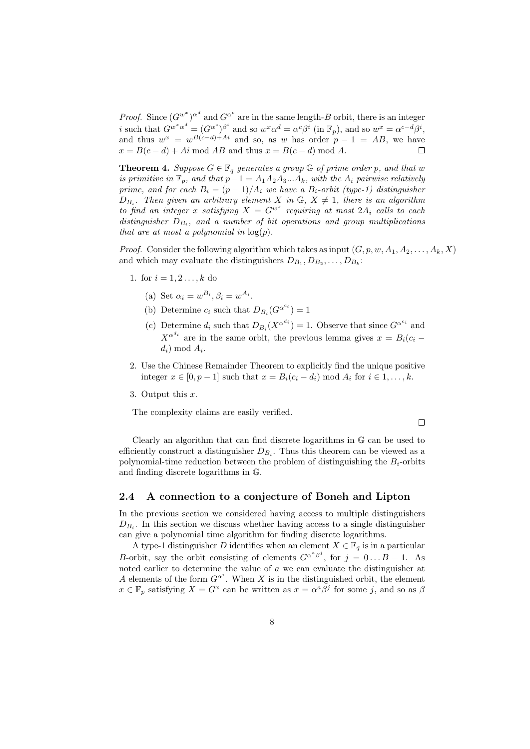*Proof.* Since $(G^{w^x})^{\alpha^d}$ and $G^{\alpha^c}$ are in the same length-$B$ orbit, there is an integer $i$ such that $G^{w^x\alpha^d} = (G^{\alpha^c})^{\beta^i}$ and so $w^x\alpha^d = \alpha^c\beta^i$ (in $\mathbb{F}_p$), and so $w^x = \alpha^{c-d}\beta^i$, and thus $w^x = w^{B(c-d)+Ai}$ and so, as $w$ has order $p-1 = AB$, we have $x = B(c-d) + Ai \bmod AB$ and thus $x = B(c-d) \bmod A$. □

**Theorem 4.** *Suppose $G \in \mathbb{F}_q$ generates a group $\mathbb{G}$ of prime order $p$, and that $w$ is primitive in $\mathbb{F}_p$, and that $p-1 = A_1A_2A_3...A_k$, with the $A_i$ pairwise relatively prime, and for each $B_i = (p-1)/A_i$ we have a $B_i$-orbit (type-1) distinguisher $D_{B_i}$. Then given an arbitrary element $X$ in $\mathbb{G}$, $X \neq 1$, there is an algorithm to find an integer $x$ satisfying $X = G^{w^x}$ requiring at most $2A_i$ calls to each distinguisher $D_{B_i}$, and a number of bit operations and group multiplications that are at most a polynomial in $\log(p)$.*

*Proof.* Consider the following algorithm which takes as input $(G, p, w, A_1, A_2, \ldots, A_k, X)$ and which may evaluate the distinguishers $D_{B_1}, D_{B_2}, \ldots, D_{B_k}$:

1. for $i = 1, 2 \ldots, k$ do
   (a) Set $\alpha_i = w^{B_i}, \beta_i = w^{A_i}$.
   (b) Determine $c_i$ such that $D_{B_i}(G^{\alpha^{c_i}}) = 1$
   (c) Determine $d_i$ such that $D_{B_i}(X^{\alpha^{d_i}}) = 1$. Observe that since $G^{\alpha^{c_i}}$ and $X^{\alpha^{d_i}}$ are in the same orbit, the previous lemma gives $x = B_i(c_i - d_i) \bmod A_i$.
2. Use the Chinese Remainder Theorem to explicitly find the unique positive integer $x \in [0, p-1]$ such that $x = B_i(c_i - d_i) \bmod A_i$ for $i \in 1, \ldots, k$.
3. Output this $x$.

The complexity claims are easily verified. □

Clearly an algorithm that can find discrete logarithms in $\mathbb{G}$ can be used to efficiently construct a distinguisher $D_{B_i}$. Thus this theorem can be viewed as a polynomial-time reduction between the problem of distinguishing the $B_i$-orbits and finding discrete logarithms in $\mathbb{G}$.

## 2.4 A connection to a conjecture of Boneh and Lipton

In the previous section we considered having access to multiple distinguishers $D_{B_i}$. In this section we discuss whether having access to a single distinguisher can give a polynomial time algorithm for finding discrete logarithms.

A type-1 distinguisher $D$ identifies when an element $X \in \mathbb{F}_q$ is in a particular $B$-orbit, say the orbit consisting of elements $G^{\alpha^a\beta^j}$, for $j = 0 \ldots B-1$. As noted earlier to determine the value of $a$ we can evaluate the distinguisher at $A$ elements of the form $G^{\alpha^i}$. When $X$ is in the distinguished orbit, the element $x \in \mathbb{F}_p$ satisfying $X = G^x$ can be written as $x = \alpha^a\beta^j$ for some $j$, and so as $\beta$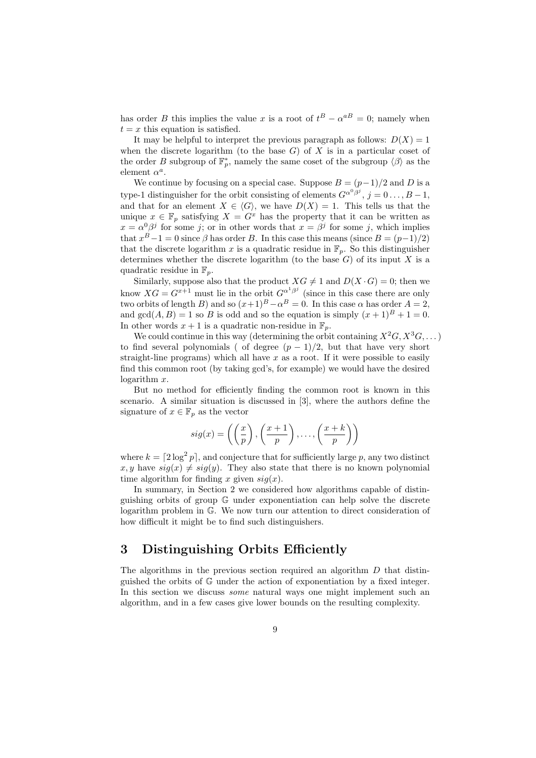has order $B$ this implies the value $x$ is a root of $t^B - \alpha^{aB} = 0$; namely when $t = x$ this equation is satisfied.

It may be helpful to interpret the previous paragraph as follows: $D(X) = 1$ when the discrete logarithm (to the base $G$) of $X$ is in a particular coset of the order $B$ subgroup of $\mathbb{F}_p^*$, namely the same coset of the subgroup $\langle\beta\rangle$ as the element $\alpha^a$.

We continue by focusing on a special case. Suppose $B = (p-1)/2$ and $D$ is a type-1 distinguisher for the orbit consisting of elements $G^{\alpha^0\beta^j}$, $j = 0 \ldots, B-1$, and that for an element $X \in \langle G\rangle$, we have $D(X) = 1$. This tells us that the unique $x \in \mathbb{F}_p$ satisfying $X = G^x$ has the property that it can be written as $x = \alpha^0\beta^j$ for some $j$; or in other words that $x = \beta^j$ for some $j$, which implies that $x^B - 1 = 0$ since $\beta$ has order $B$. In this case this means (since $B = (p-1)/2$) that the discrete logarithm $x$ is a quadratic residue in $\mathbb{F}_p$. So this distinguisher determines whether the discrete logarithm (to the base $G$) of its input $X$ is a quadratic residue in $\mathbb{F}_p$.

Similarly, suppose also that the product $XG \neq 1$ and $D(X \cdot G) = 0$; then we know $XG = G^{x+1}$ must lie in the orbit $G^{\alpha^1\beta^j}$ (since in this case there are only two orbits of length $B$) and so $(x+1)^B - \alpha^B = 0$. In this case $\alpha$ has order $A = 2$, and $\gcd(A, B) = 1$ so $B$ is odd and so the equation is simply $(x+1)^B + 1 = 0$. In other words $x + 1$ is a quadratic non-residue in $\mathbb{F}_p$.

We could continue in this way (determining the orbit containing $X^2G, X^3G, \ldots$) to find several polynomials ( of degree $(p-1)/2$, but that have very short straight-line programs) which all have $x$ as a root. If it were possible to easily find this common root (by taking gcd's, for example) we would have the desired logarithm $x$.

But no method for efficiently finding the common root is known in this scenario. A similar situation is discussed in [3], where the authors define the signature of $x \in \mathbb{F}_p$ as the vector

$$sig(x) = \left( \left(\frac{x}{p}\right), \left(\frac{x+1}{p}\right), \ldots, \left(\frac{x+k}{p}\right) \right)$$

where $k = \lceil 2\log^2 p \rceil$, and conjecture that for sufficiently large $p$, any two distinct $x, y$ have $sig(x) \neq sig(y)$. They also state that there is no known polynomial time algorithm for finding $x$ given $sig(x)$.

In summary, in Section 2 we considered how algorithms capable of distinguishing orbits of group $\mathbb{G}$ under exponentiation can help solve the discrete logarithm problem in $\mathbb{G}$. We now turn our attention to direct consideration of how difficult it might be to find such distinguishers.

## 3 Distinguishing Orbits Efficiently

The algorithms in the previous section required an algorithm $D$ that distinguished the orbits of $\mathbb{G}$ under the action of exponentiation by a fixed integer. In this section we discuss *some* natural ways one might implement such an algorithm, and in a few cases give lower bounds on the resulting complexity.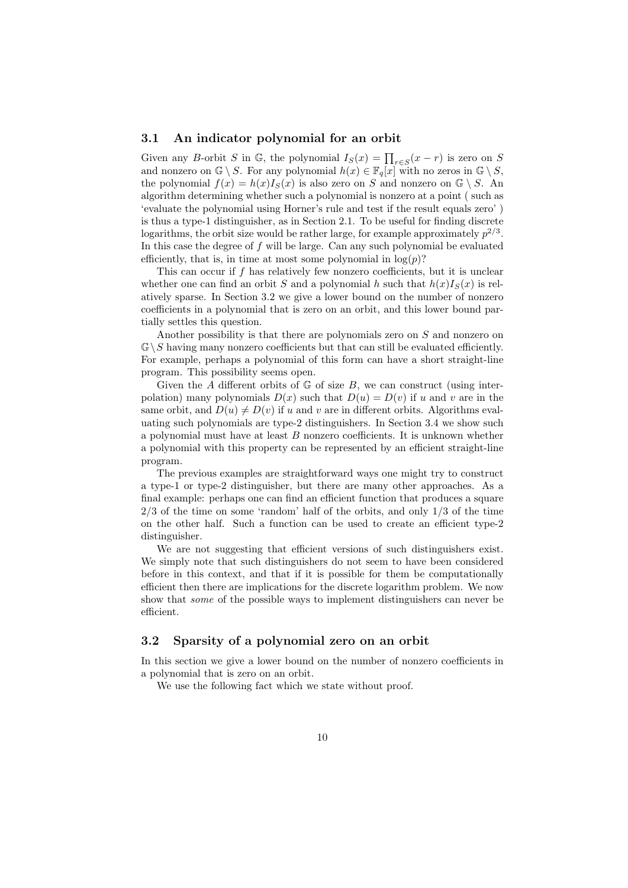### 3.1 An indicator polynomial for an orbit

Given any $B$-orbit $S$ in $\mathbb{G}$, the polynomial $I_S(x) = \prod_{r \in S}(x - r)$ is zero on $S$ and nonzero on $\mathbb{G} \setminus S$. For any polynomial $h(x) \in \mathbb{F}_q[x]$ with no zeros in $\mathbb{G} \setminus S$, the polynomial $f(x) = h(x)I_S(x)$ is also zero on $S$ and nonzero on $\mathbb{G} \setminus S$. An algorithm determining whether such a polynomial is nonzero at a point ( such as 'evaluate the polynomial using Horner's rule and test if the result equals zero' ) is thus a type-1 distinguisher, as in Section 2.1. To be useful for finding discrete logarithms, the orbit size would be rather large, for example approximately $p^{2/3}$. In this case the degree of $f$ will be large. Can any such polynomial be evaluated efficiently, that is, in time at most some polynomial in $\log(p)$?

This can occur if $f$ has relatively few nonzero coefficients, but it is unclear whether one can find an orbit $S$ and a polynomial $h$ such that $h(x)I_S(x)$ is relatively sparse. In Section 3.2 we give a lower bound on the number of nonzero coefficients in a polynomial that is zero on an orbit, and this lower bound partially settles this question.

Another possibility is that there are polynomials zero on $S$ and nonzero on $\mathbb{G} \setminus S$ having many nonzero coefficients but that can still be evaluated efficiently. For example, perhaps a polynomial of this form can have a short straight-line program. This possibility seems open.

Given the $A$ different orbits of $\mathbb{G}$ of size $B$, we can construct (using interpolation) many polynomials $D(x)$ such that $D(u) = D(v)$ if $u$ and $v$ are in the same orbit, and $D(u) \neq D(v)$ if $u$ and $v$ are in different orbits. Algorithms evaluating such polynomials are type-2 distinguishers. In Section 3.4 we show such a polynomial must have at least $B$ nonzero coefficients. It is unknown whether a polynomial with this property can be represented by an efficient straight-line program.

The previous examples are straightforward ways one might try to construct a type-1 or type-2 distinguisher, but there are many other approaches. As a final example: perhaps one can find an efficient function that produces a square $2/3$ of the time on some 'random' half of the orbits, and only $1/3$ of the time on the other half. Such a function can be used to create an efficient type-2 distinguisher.

We are not suggesting that efficient versions of such distinguishers exist. We simply note that such distinguishers do not seem to have been considered before in this context, and that if it is possible for them be computationally efficient then there are implications for the discrete logarithm problem. We now show that *some* of the possible ways to implement distinguishers can never be efficient.

### 3.2 Sparsity of a polynomial zero on an orbit

In this section we give a lower bound on the number of nonzero coefficients in a polynomial that is zero on an orbit.

We use the following fact which we state without proof.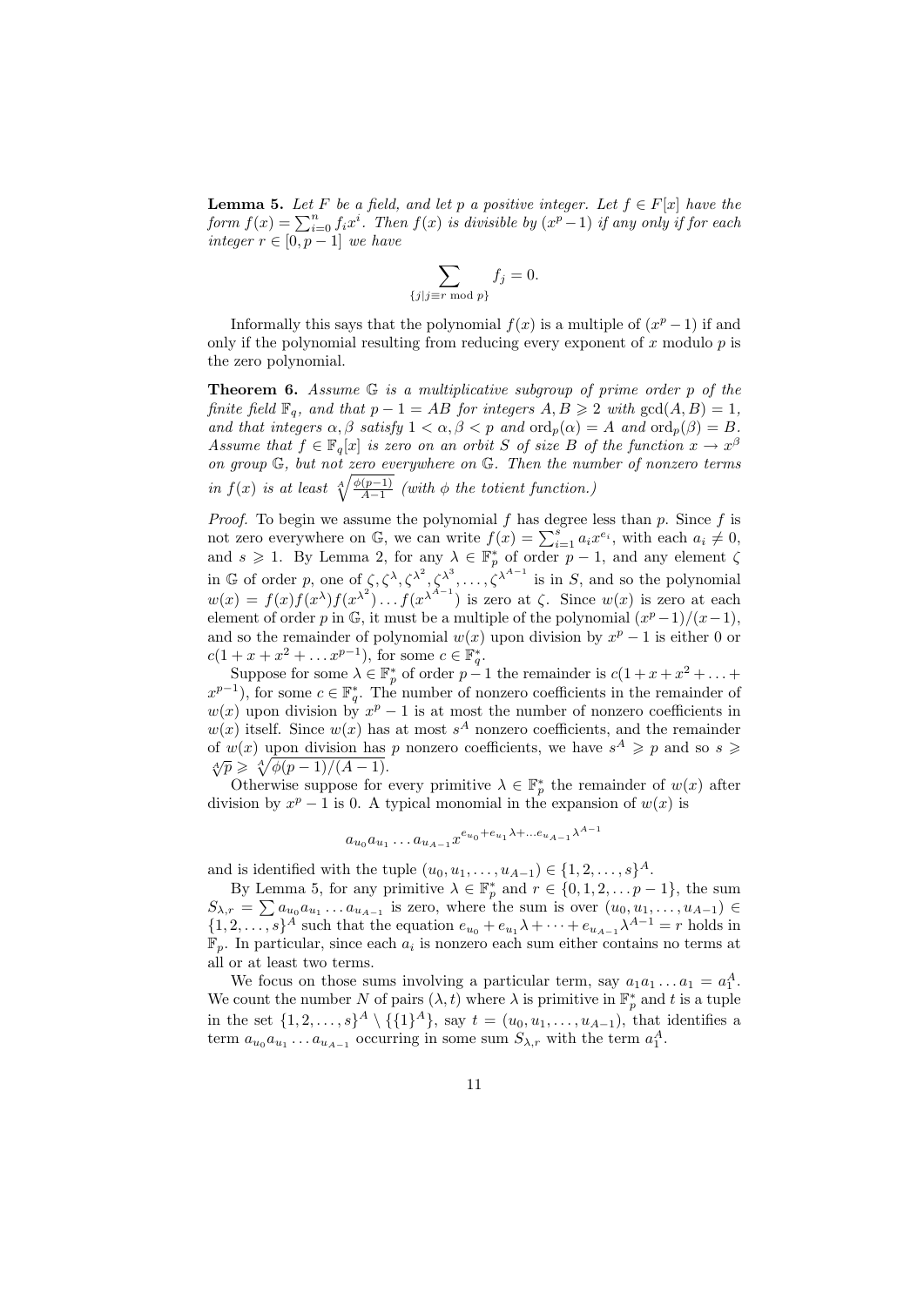**Lemma 5.** *Let $F$ be a field, and let $p$ a positive integer. Let $f \in F[x]$ have the form $f(x) = \sum_{i=0}^{n} f_i x^i$. Then $f(x)$ is divisible by $(x^p - 1)$ if any only if for each integer $r \in [0, p-1]$ we have*

$$\sum_{\{j|j \equiv r \bmod p\}} f_j = 0.$$

Informally this says that the polynomial $f(x)$ is a multiple of $(x^p - 1)$ if and only if the polynomial resulting from reducing every exponent of $x$ modulo $p$ is the zero polynomial.

**Theorem 6.** *Assume $\mathbb{G}$ is a multiplicative subgroup of prime order $p$ of the finite field $\mathbb{F}_q$, and that $p - 1 = AB$ for integers $A, B \geqslant 2$ with $\gcd(A, B) = 1$, and that integers $\alpha, \beta$ satisfy $1 < \alpha, \beta < p$ and $\mathrm{ord}_p(\alpha) = A$ and $\mathrm{ord}_p(\beta) = B$. Assume that $f \in \mathbb{F}_q[x]$ is zero on an orbit $S$ of size $B$ of the function $x \to x^\beta$ on group $\mathbb{G}$, but not zero everywhere on $\mathbb{G}$. Then the number of nonzero terms in $f(x)$ is at least $\sqrt[A]{\frac{\phi(p-1)}{A-1}}$ (with $\phi$ the totient function.)*

*Proof.* To begin we assume the polynomial $f$ has degree less than $p$. Since $f$ is not zero everywhere on $\mathbb{G}$, we can write $f(x) = \sum_{i=1}^{s} a_i x^{e_i}$, with each $a_i \neq 0$, and $s \geqslant 1$. By Lemma 2, for any $\lambda \in \mathbb{F}_p^*$ of order $p-1$, and any element $\zeta$ in $\mathbb{G}$ of order $p$, one of $\zeta, \zeta^\lambda, \zeta^{\lambda^2}, \zeta^{\lambda^3}, \ldots, \zeta^{\lambda^{A-1}}$ is in $S$, and so the polynomial $w(x) = f(x)f(x^\lambda)f(x^{\lambda^2})\ldots f(x^{\lambda^{A-1}})$ is zero at $\zeta$. Since $w(x)$ is zero at each element of order $p$ in $\mathbb{G}$, it must be a multiple of the polynomial $(x^p - 1)/(x - 1)$, and so the remainder of polynomial $w(x)$ upon division by $x^p - 1$ is either 0 or $c(1 + x + x^2 + \ldots x^{p-1})$, for some $c \in \mathbb{F}_q^*$.

Suppose for some $\lambda \in \mathbb{F}_p^*$ of order $p - 1$ the remainder is $c(1 + x + x^2 + \ldots + x^{p-1})$, for some $c \in \mathbb{F}_q^*$. The number of nonzero coefficients in the remainder of $w(x)$ upon division by $x^p - 1$ is at most the number of nonzero coefficients in $w(x)$ itself. Since $w(x)$ has at most $s^A$ nonzero coefficients, and the remainder of $w(x)$ upon division has $p$ nonzero coefficients, we have $s^A \geqslant p$ and so $s \geqslant \sqrt[A]{p} \geqslant \sqrt[A]{\phi(p-1)/(A-1)}$.

Otherwise suppose for every primitive $\lambda \in \mathbb{F}_p^*$ the remainder of $w(x)$ after division by $x^p - 1$ is 0. A typical monomial in the expansion of $w(x)$ is

$$a_{u_0} a_{u_1} \ldots a_{u_{A-1}} x^{e_{u_0} + e_{u_1}\lambda + \ldots e_{u_{A-1}}\lambda^{A-1}}$$

and is identified with the tuple $(u_0, u_1, \ldots, u_{A-1}) \in \{1, 2, \ldots, s\}^A$.

By Lemma 5, for any primitive $\lambda \in \mathbb{F}_p^*$ and $r \in \{0, 1, 2, \ldots p - 1\}$, the sum $S_{\lambda,r} = \sum a_{u_0} a_{u_1} \ldots a_{u_{A-1}}$ is zero, where the sum is over $(u_0, u_1, \ldots, u_{A-1}) \in \{1, 2, \ldots, s\}^A$ such that the equation $e_{u_0} + e_{u_1}\lambda + \cdots + e_{u_{A-1}}\lambda^{A-1} = r$ holds in $\mathbb{F}_p$. In particular, since each $a_i$ is nonzero each sum either contains no terms at all or at least two terms.

We focus on those sums involving a particular term, say $a_1 a_1 \ldots a_1 = a_1^A$. We count the number $N$ of pairs $(\lambda, t)$ where $\lambda$ is primitive in $\mathbb{F}_p^*$ and $t$ is a tuple in the set $\{1, 2, \ldots, s\}^A \setminus \{\{1\}^A\}$, say $t = (u_0, u_1, \ldots, u_{A-1})$, that identifies a term $a_{u_0} a_{u_1} \ldots a_{u_{A-1}}$ occurring in some sum $S_{\lambda,r}$ with the term $a_1^A$.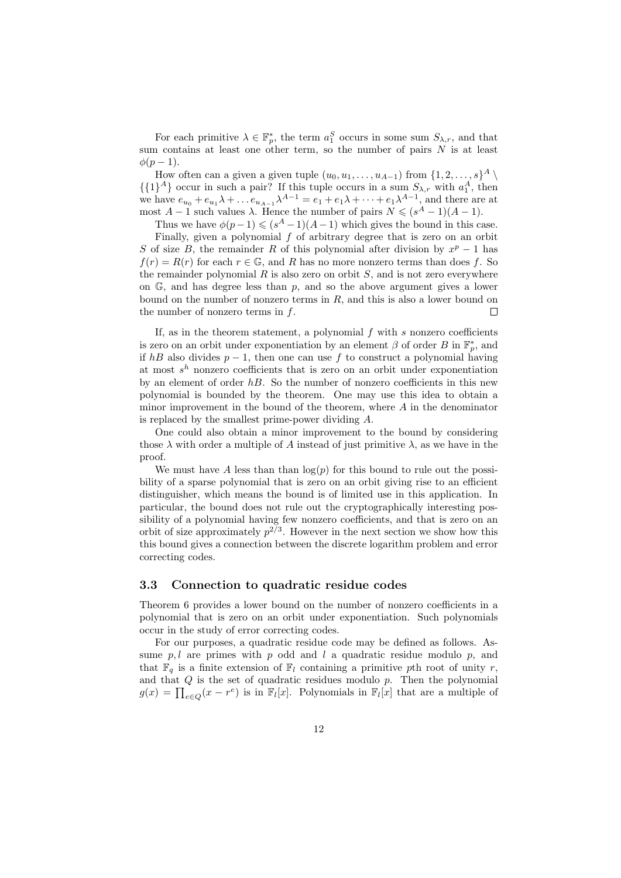For each primitive $\lambda \in \mathbb{F}_p^*$, the term $a_1^S$ occurs in some sum $S_{\lambda,r}$, and that sum contains at least one other term, so the number of pairs $N$ is at least $\phi(p-1)$.

How often can a given a given tuple $(u_0, u_1, \ldots, u_{A-1})$ from $\{1, 2, \ldots, s\}^A \setminus \{\{1\}^A\}$ occur in such a pair? If this tuple occurs in a sum $S_{\lambda,r}$ with $a_1^A$, then we have $e_{u_0} + e_{u_1}\lambda + \ldots e_{u_{A-1}}\lambda^{A-1} = e_1 + e_1\lambda + \cdots + e_1\lambda^{A-1}$, and there are at most $A-1$ such values $\lambda$. Hence the number of pairs $N \leqslant (s^A - 1)(A-1)$.

Thus we have $\phi(p-1) \leqslant (s^A - 1)(A-1)$ which gives the bound in this case.

Finally, given a polynomial $f$ of arbitrary degree that is zero on an orbit $S$ of size $B$, the remainder $R$ of this polynomial after division by $x^p - 1$ has $f(r) = R(r)$ for each $r \in \mathbb{G}$, and $R$ has no more nonzero terms than does $f$. So the remainder polynomial $R$ is also zero on orbit $S$, and is not zero everywhere on $\mathbb{G}$, and has degree less than $p$, and so the above argument gives a lower bound on the number of nonzero terms in $R$, and this is also a lower bound on the number of nonzero terms in $f$. □

If, as in the theorem statement, a polynomial $f$ with $s$ nonzero coefficients is zero on an orbit under exponentiation by an element $\beta$ of order $B$ in $\mathbb{F}_p^*$, and if $hB$ also divides $p-1$, then one can use $f$ to construct a polynomial having at most $s^h$ nonzero coefficients that is zero on an orbit under exponentiation by an element of order $hB$. So the number of nonzero coefficients in this new polynomial is bounded by the theorem. One may use this idea to obtain a minor improvement in the bound of the theorem, where $A$ in the denominator is replaced by the smallest prime-power dividing $A$.

One could also obtain a minor improvement to the bound by considering those $\lambda$ with order a multiple of $A$ instead of just primitive $\lambda$, as we have in the proof.

We must have $A$ less than than $\log(p)$ for this bound to rule out the possibility of a sparse polynomial that is zero on an orbit giving rise to an efficient distinguisher, which means the bound is of limited use in this application. In particular, the bound does not rule out the cryptographically interesting possibility of a polynomial having few nonzero coefficients, and that is zero on an orbit of size approximately $p^{2/3}$. However in the next section we show how this this bound gives a connection between the discrete logarithm problem and error correcting codes.

### 3.3 Connection to quadratic residue codes

Theorem 6 provides a lower bound on the number of nonzero coefficients in a polynomial that is zero on an orbit under exponentiation. Such polynomials occur in the study of error correcting codes.

For our purposes, a quadratic residue code may be defined as follows. Assume $p, l$ are primes with $p$ odd and $l$ a quadratic residue modulo $p$, and that $\mathbb{F}_q$ is a finite extension of $\mathbb{F}_l$ containing a primitive $p$th root of unity $r$, and that $Q$ is the set of quadratic residues modulo $p$. Then the polynomial $g(x) = \prod_{e \in Q}(x - r^e)$ is in $\mathbb{F}_l[x]$. Polynomials in $\mathbb{F}_l[x]$ that are a multiple of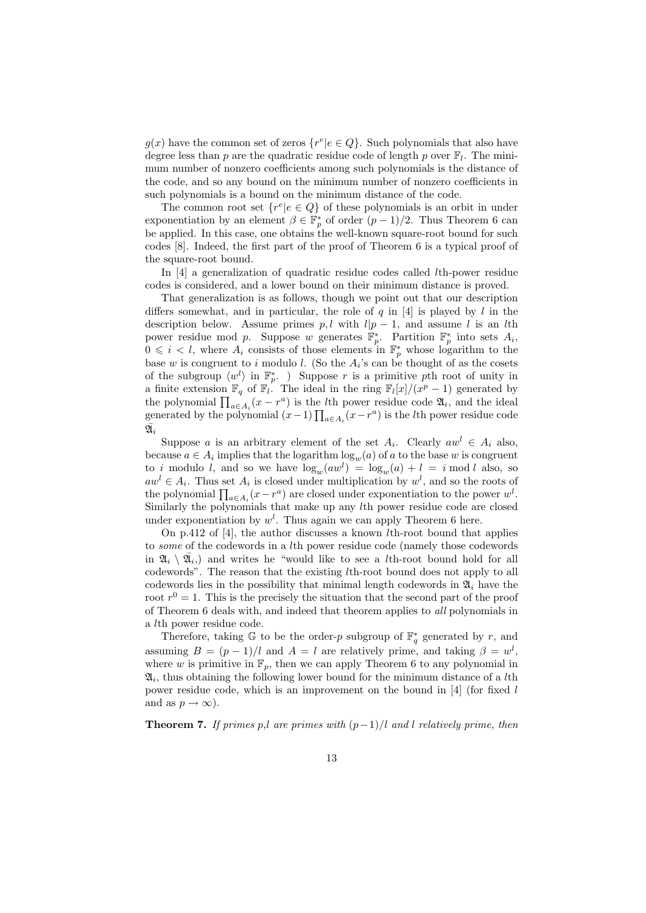$g(x)$ have the common set of zeros $\{r^e | e \in Q\}$. Such polynomials that also have degree less than $p$ are the quadratic residue code of length $p$ over $\mathbb{F}_l$. The minimum number of nonzero coefficients among such polynomials is the distance of the code, and so any bound on the minimum number of nonzero coefficients in such polynomials is a bound on the minimum distance of the code.

The common root set $\{r^e | e \in Q\}$ of these polynomials is an orbit in under exponentiation by an element $\beta \in \mathbb{F}_p^*$ of order $(p-1)/2$. Thus Theorem 6 can be applied. In this case, one obtains the well-known square-root bound for such codes [8]. Indeed, the first part of the proof of Theorem 6 is a typical proof of the square-root bound.

In [4] a generalization of quadratic residue codes called $l$th-power residue codes is considered, and a lower bound on their minimum distance is proved.

That generalization is as follows, though we point out that our description differs somewhat, and in particular, the role of $q$ in [4] is played by $l$ in the description below. Assume primes $p, l$ with $l | p-1$, and assume $l$ is an $l$th power residue mod $p$. Suppose $w$ generates $\mathbb{F}_p^*$. Partition $\mathbb{F}_p^*$ into sets $A_i$, $0 \leqslant i < l$, where $A_i$ consists of those elements in $\mathbb{F}_p^*$ whose logarithm to the base $w$ is congruent to $i$ modulo $l$. (So the $A_i$'s can be thought of as the cosets of the subgroup $\langle w^l \rangle$ in $\mathbb{F}_p^*$. ) Suppose $r$ is a primitive $p$th root of unity in a finite extension $\mathbb{F}_q$ of $\mathbb{F}_l$. The ideal in the ring $\mathbb{F}_l[x]/(x^p - 1)$ generated by the polynomial $\prod_{a \in A_i}(x - r^a)$ is the $l$th power residue code $\mathfrak{A}_i$, and the ideal generated by the polynomial $(x-1)\prod_{a \in A_i}(x - r^a)$ is the $l$th power residue code $\bar{\mathfrak{A}}_i$

Suppose $a$ is an arbitrary element of the set $A_i$. Clearly $aw^l \in A_i$ also, because $a \in A_i$ implies that the logarithm $\log_w(a)$ of $a$ to the base $w$ is congruent to $i$ modulo $l$, and so we have $\log_w(aw^l) = \log_w(a) + l = i \bmod l$ also, so $aw^l \in A_i$. Thus set $A_i$ is closed under multiplication by $w^l$, and so the roots of the polynomial $\prod_{a \in A_i}(x - r^a)$ are closed under exponentiation to the power $w^l$. Similarly the polynomials that make up any $l$th power residue code are closed under exponentiation by $w^l$. Thus again we can apply Theorem 6 here.

On p.412 of [4], the author discusses a known $l$th-root bound that applies to *some* of the codewords in a $l$th power residue code (namely those codewords in $\mathfrak{A}_i \setminus \bar{\mathfrak{A}}_i$,) and writes he "would like to see a $l$th-root bound hold for all codewords". The reason that the existing $l$th-root bound does not apply to all codewords lies in the possibility that minimal length codewords in $\mathfrak{A}_i$ have the root $r^0 = 1$. This is the precisely the situation that the second part of the proof of Theorem 6 deals with, and indeed that theorem applies to *all* polynomials in a $l$th power residue code.

Therefore, taking $\mathbb{G}$ to be the order-$p$ subgroup of $\mathbb{F}_q^*$ generated by $r$, and assuming $B = (p-1)/l$ and $A = l$ are relatively prime, and taking $\beta = w^l$, where $w$ is primitive in $\mathbb{F}_p$, then we can apply Theorem 6 to any polynomial in $\mathfrak{A}_i$, thus obtaining the following lower bound for the minimum distance of a $l$th power residue code, which is an improvement on the bound in [4] (for fixed $l$ and as $p \to \infty$).

**Theorem 7.** *If primes $p$,$l$ are primes with $(p-1)/l$ and $l$ relatively prime, then*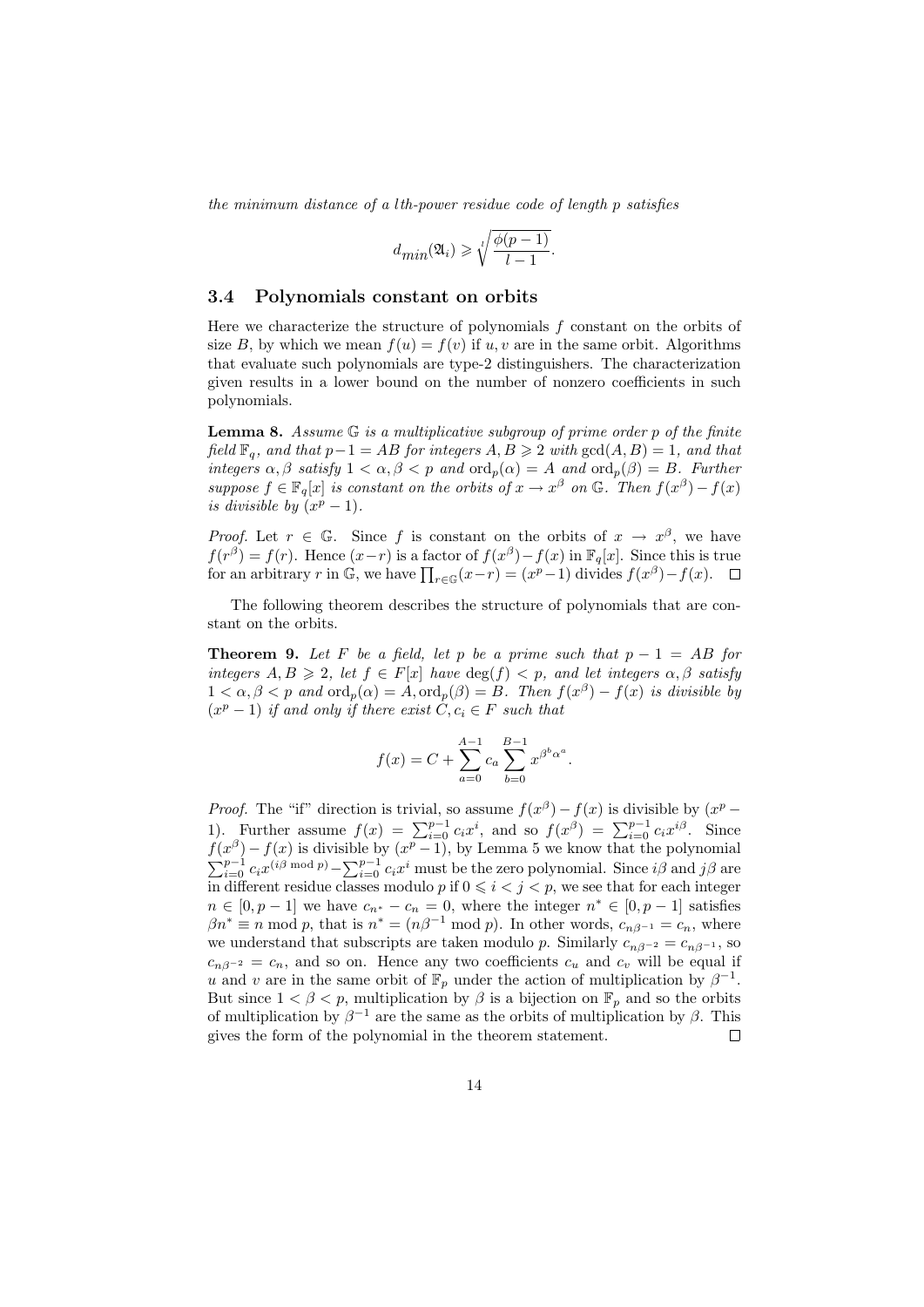*the minimum distance of a $l$th-power residue code of length $p$ satisfies*

$$d_{min}(\mathfrak{A}_i) \geqslant \sqrt[l]{\frac{\phi(p-1)}{l-1}}.$$

### 3.4 Polynomials constant on orbits

Here we characterize the structure of polynomials $f$ constant on the orbits of size $B$, by which we mean $f(u) = f(v)$ if $u, v$ are in the same orbit. Algorithms that evaluate such polynomials are type-2 distinguishers. The characterization given results in a lower bound on the number of nonzero coefficients in such polynomials.

**Lemma 8.** *Assume $\mathbb{G}$ is a multiplicative subgroup of prime order $p$ of the finite field $\mathbb{F}_q$, and that $p-1 = AB$ for integers $A, B \geqslant 2$ with $\gcd(A, B) = 1$, and that integers $\alpha, \beta$ satisfy $1 < \alpha, \beta < p$ and $\mathrm{ord}_p(\alpha) = A$ and $\mathrm{ord}_p(\beta) = B$. Further suppose $f \in \mathbb{F}_q[x]$ is constant on the orbits of $x \to x^\beta$ on $\mathbb{G}$. Then $f(x^\beta) - f(x)$ is divisible by $(x^p - 1)$.*

*Proof.* Let $r \in \mathbb{G}$. Since $f$ is constant on the orbits of $x \to x^\beta$, we have $f(r^\beta) = f(r)$. Hence $(x-r)$ is a factor of $f(x^\beta) - f(x)$ in $\mathbb{F}_q[x]$. Since this is true for an arbitrary $r$ in $\mathbb{G}$, we have $\prod_{r \in \mathbb{G}}(x-r) = (x^p - 1)$ divides $f(x^\beta) - f(x)$. $\square$

The following theorem describes the structure of polynomials that are constant on the orbits.

**Theorem 9.** *Let $F$ be a field, let $p$ be a prime such that $p - 1 = AB$ for integers $A, B \geqslant 2$, let $f \in F[x]$ have $\deg(f) < p$, and let integers $\alpha, \beta$ satisfy $1 < \alpha, \beta < p$ and $\mathrm{ord}_p(\alpha) = A, \mathrm{ord}_p(\beta) = B$. Then $f(x^\beta) - f(x)$ is divisible by $(x^p - 1)$ if and only if there exist $C, c_i \in F$ such that*

$$f(x) = C + \sum_{a=0}^{A-1} c_a \sum_{b=0}^{B-1} x^{\beta^b \alpha^a}.$$

*Proof.* The "if" direction is trivial, so assume $f(x^\beta) - f(x)$ is divisible by $(x^p - 1)$. Further assume $f(x) = \sum_{i=0}^{p-1} c_i x^i$, and so $f(x^\beta) = \sum_{i=0}^{p-1} c_i x^{i\beta}$. Since $f(x^\beta) - f(x)$ is divisible by $(x^p - 1)$, by Lemma 5 we know that the polynomial $\sum_{i=0}^{p-1} c_i x^{(i\beta \bmod p)} - \sum_{i=0}^{p-1} c_i x^i$ must be the zero polynomial. Since $i\beta$ and $j\beta$ are in different residue classes modulo $p$ if $0 \leqslant i < j < p$, we see that for each integer $n \in [0, p-1]$ we have $c_{n^*} - c_n = 0$, where the integer $n^* \in [0, p-1]$ satisfies $\beta n^* \equiv n \bmod p$, that is $n^* = (n\beta^{-1} \bmod p)$. In other words, $c_{n\beta^{-1}} = c_n$, where we understand that subscripts are taken modulo $p$. Similarly $c_{n\beta^{-2}} = c_{n\beta^{-1}}$, so $c_{n\beta^{-2}} = c_n$, and so on. Hence any two coefficients $c_u$ and $c_v$ will be equal if $u$ and $v$ are in the same orbit of $\mathbb{F}_p$ under the action of multiplication by $\beta^{-1}$. But since $1 < \beta < p$, multiplication by $\beta$ is a bijection on $\mathbb{F}_p$ and so the orbits of multiplication by $\beta^{-1}$ are the same as the orbits of multiplication by $\beta$. This gives the form of the polynomial in the theorem statement. $\square$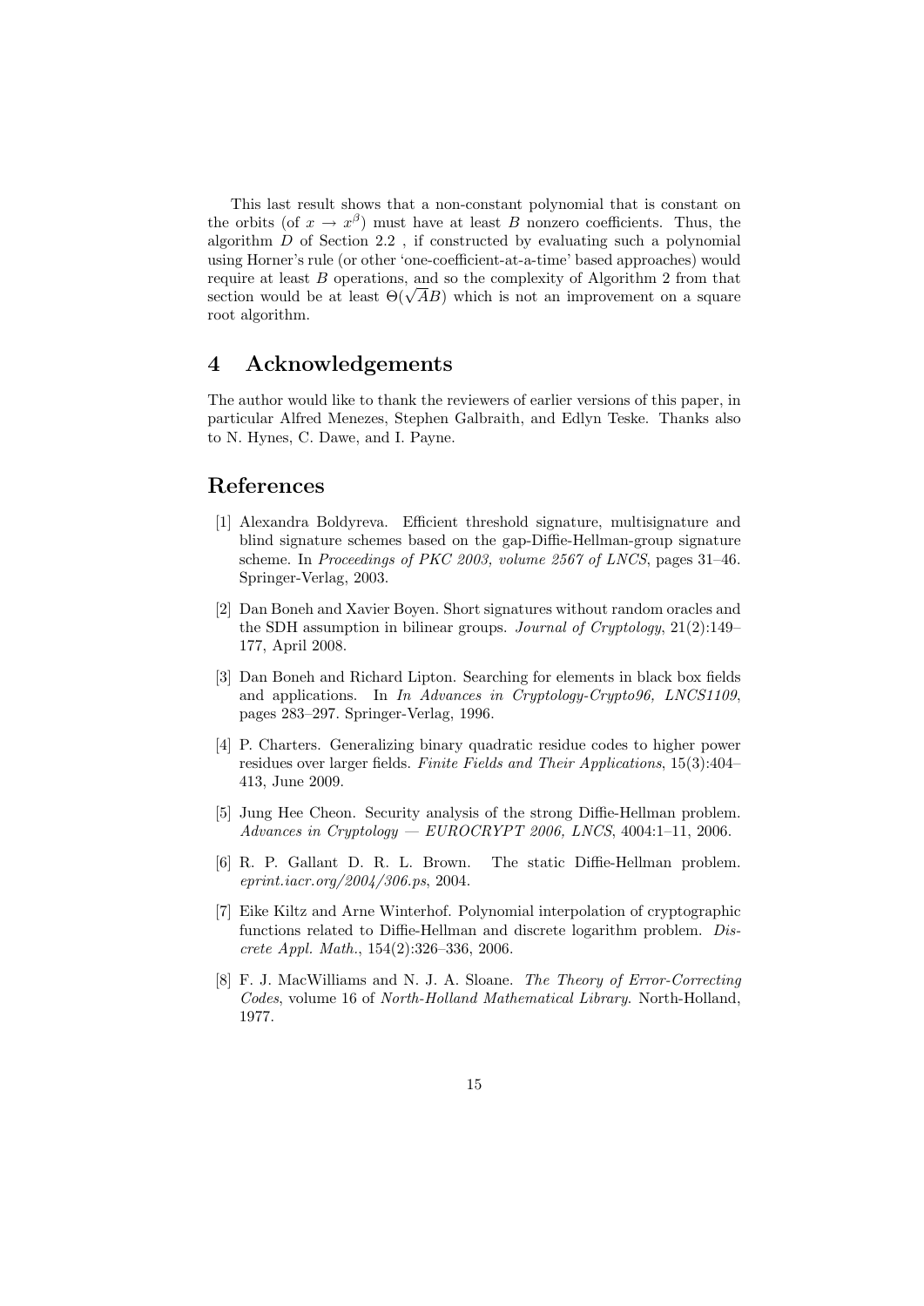This last result shows that a non-constant polynomial that is constant on the orbits (of $x \to x^\beta$) must have at least $B$ nonzero coefficients. Thus, the algorithm $D$ of Section 2.2 , if constructed by evaluating such a polynomial using Horner's rule (or other 'one-coefficient-at-a-time' based approaches) would require at least $B$ operations, and so the complexity of Algorithm 2 from that section would be at least $\Theta(\sqrt{A}B)$ which is not an improvement on a square root algorithm.

# 4 Acknowledgements

The author would like to thank the reviewers of earlier versions of this paper, in particular Alfred Menezes, Stephen Galbraith, and Edlyn Teske. Thanks also to N. Hynes, C. Dawe, and I. Payne.

# References

[1] Alexandra Boldyreva. Efficient threshold signature, multisignature and blind signature schemes based on the gap-Diffie-Hellman-group signature scheme. In *Proceedings of PKC 2003, volume 2567 of LNCS*, pages 31–46. Springer-Verlag, 2003.

[2] Dan Boneh and Xavier Boyen. Short signatures without random oracles and the SDH assumption in bilinear groups. *Journal of Cryptology*, 21(2):149–177, April 2008.

[3] Dan Boneh and Richard Lipton. Searching for elements in black box fields and applications. In *In Advances in Cryptology-Crypto96, LNCS1109*, pages 283–297. Springer-Verlag, 1996.

[4] P. Charters. Generalizing binary quadratic residue codes to higher power residues over larger fields. *Finite Fields and Their Applications*, 15(3):404–413, June 2009.

[5] Jung Hee Cheon. Security analysis of the strong Diffie-Hellman problem. *Advances in Cryptology — EUROCRYPT 2006, LNCS*, 4004:1–11, 2006.

[6] R. P. Gallant D. R. L. Brown. The static Diffie-Hellman problem. *eprint.iacr.org/2004/306.ps*, 2004.

[7] Eike Kiltz and Arne Winterhof. Polynomial interpolation of cryptographic functions related to Diffie-Hellman and discrete logarithm problem. *Discrete Appl. Math.*, 154(2):326–336, 2006.

[8] F. J. MacWilliams and N. J. A. Sloane. *The Theory of Error-Correcting Codes*, volume 16 of *North-Holland Mathematical Library*. North-Holland, 1977.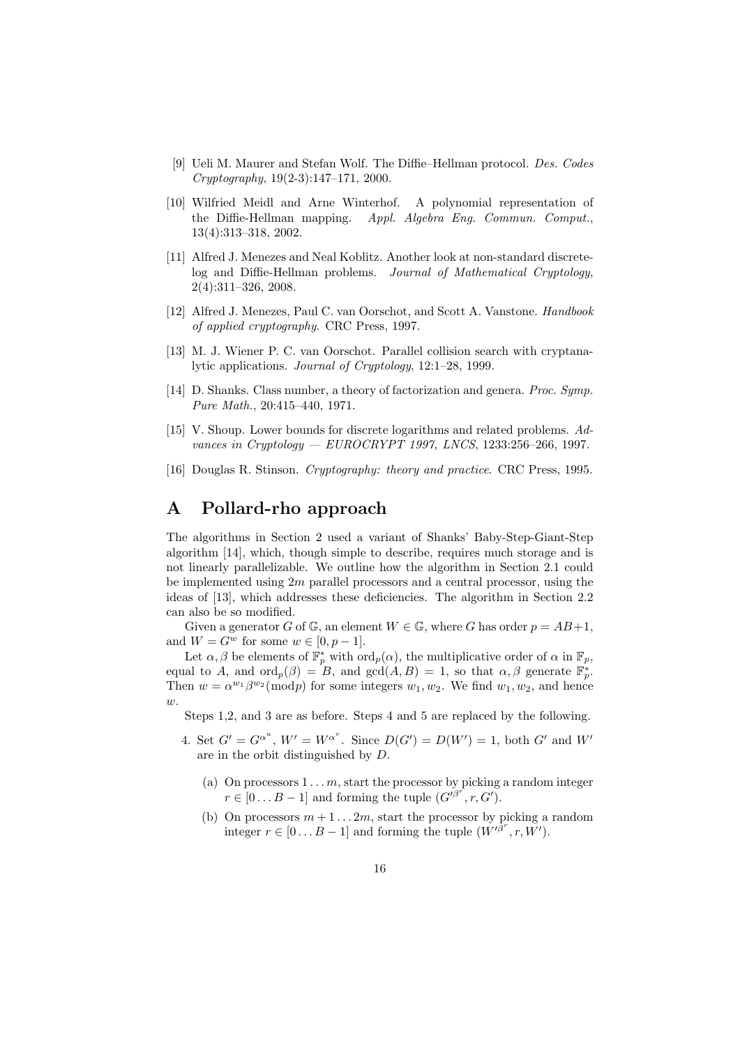[9] Ueli M. Maurer and Stefan Wolf. The Diffie–Hellman protocol. *Des. Codes Cryptography*, 19(2-3):147–171, 2000.

[10] Wilfried Meidl and Arne Winterhof. A polynomial representation of the Diffie-Hellman mapping. *Appl. Algebra Eng. Commun. Comput.*, 13(4):313–318, 2002.

[11] Alfred J. Menezes and Neal Koblitz. Another look at non-standard discrete-log and Diffie-Hellman problems. *Journal of Mathematical Cryptology*, 2(4):311–326, 2008.

[12] Alfred J. Menezes, Paul C. van Oorschot, and Scott A. Vanstone. *Handbook of applied cryptography*. CRC Press, 1997.

[13] M. J. Wiener P. C. van Oorschot. Parallel collision search with cryptanalytic applications. *Journal of Cryptology*, 12:1–28, 1999.

[14] D. Shanks. Class number, a theory of factorization and genera. *Proc. Symp. Pure Math.*, 20:415–440, 1971.

[15] V. Shoup. Lower bounds for discrete logarithms and related problems. *Advances in Cryptology — EUROCRYPT 1997, LNCS*, 1233:256–266, 1997.

[16] Douglas R. Stinson. *Cryptography: theory and practice*. CRC Press, 1995.

# A Pollard-rho approach

The algorithms in Section 2 used a variant of Shanks' Baby-Step-Giant-Step algorithm [14], which, though simple to describe, requires much storage and is not linearly parallelizable. We outline how the algorithm in Section 2.1 could be implemented using $2m$ parallel processors and a central processor, using the ideas of [13], which addresses these deficiencies. The algorithm in Section 2.2 can also be so modified.

Given a generator $G$ of $\mathbb{G}$, an element $W \in \mathbb{G}$, where $G$ has order $p = AB+1$, and $W = G^w$ for some $w \in [0, p-1]$.

Let $\alpha, \beta$ be elements of $\mathbb{F}_p^*$ with $\text{ord}_p(\alpha)$, the multiplicative order of $\alpha$ in $\mathbb{F}_p$, equal to $A$, and $\text{ord}_p(\beta) = B$, and $\gcd(A, B) = 1$, so that $\alpha, \beta$ generate $\mathbb{F}_p^*$. Then $w = \alpha^{w_1}\beta^{w_2} (\text{mod} p)$ for some integers $w_1, w_2$. We find $w_1, w_2$, and hence $w$.

Steps 1,2, and 3 are as before. Steps 4 and 5 are replaced by the following.

4. Set $G' = G^{\alpha^u}$, $W' = W^{\alpha^v}$. Since $D(G') = D(W') = 1$, both $G'$ and $W'$ are in the orbit distinguished by $D$.

   (a) On processors $1 \dots m$, start the processor by picking a random integer $r \in [0 \dots B-1]$ and forming the tuple $(G'^{\beta^r}, r, G')$.

   (b) On processors $m+1 \dots 2m$, start the processor by picking a random integer $r \in [0 \dots B-1]$ and forming the tuple $(W'^{\beta^r}, r, W')$.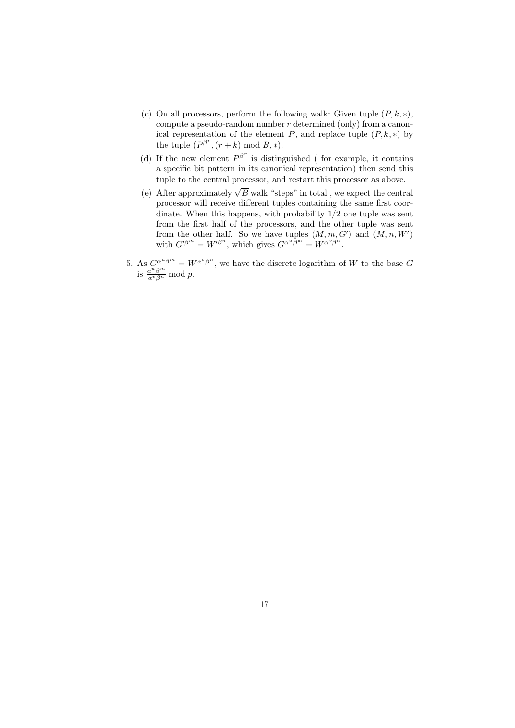(c) On all processors, perform the following walk: Given tuple $(P, k, *)$, compute a pseudo-random number $r$ determined (only) from a canonical representation of the element $P$, and replace tuple $(P, k, *)$ by the tuple $(P^{\beta^r}, (r+k) \bmod B, *)$.

(d) If the new element $P^{\beta^r}$ is distinguished ( for example, it contains a specific bit pattern in its canonical representation) then send this tuple to the central processor, and restart this processor as above.

(e) After approximately $\sqrt{B}$ walk "steps" in total , we expect the central processor will receive different tuples containing the same first coordinate. When this happens, with probability $1/2$ one tuple was sent from the first half of the processors, and the other tuple was sent from the other half. So we have tuples $(M, m, G')$ and $(M, n, W')$ with $G'^{\beta^m} = W'^{\beta^n}$, which gives $G^{\alpha^u \beta^m} = W^{\alpha^v \beta^n}$.

5. As $G^{\alpha^u \beta^m} = W^{\alpha^v \beta^n}$, we have the discrete logarithm of $W$ to the base $G$ is $\frac{\alpha^u \beta^m}{\alpha^v \beta^n} \bmod p$.